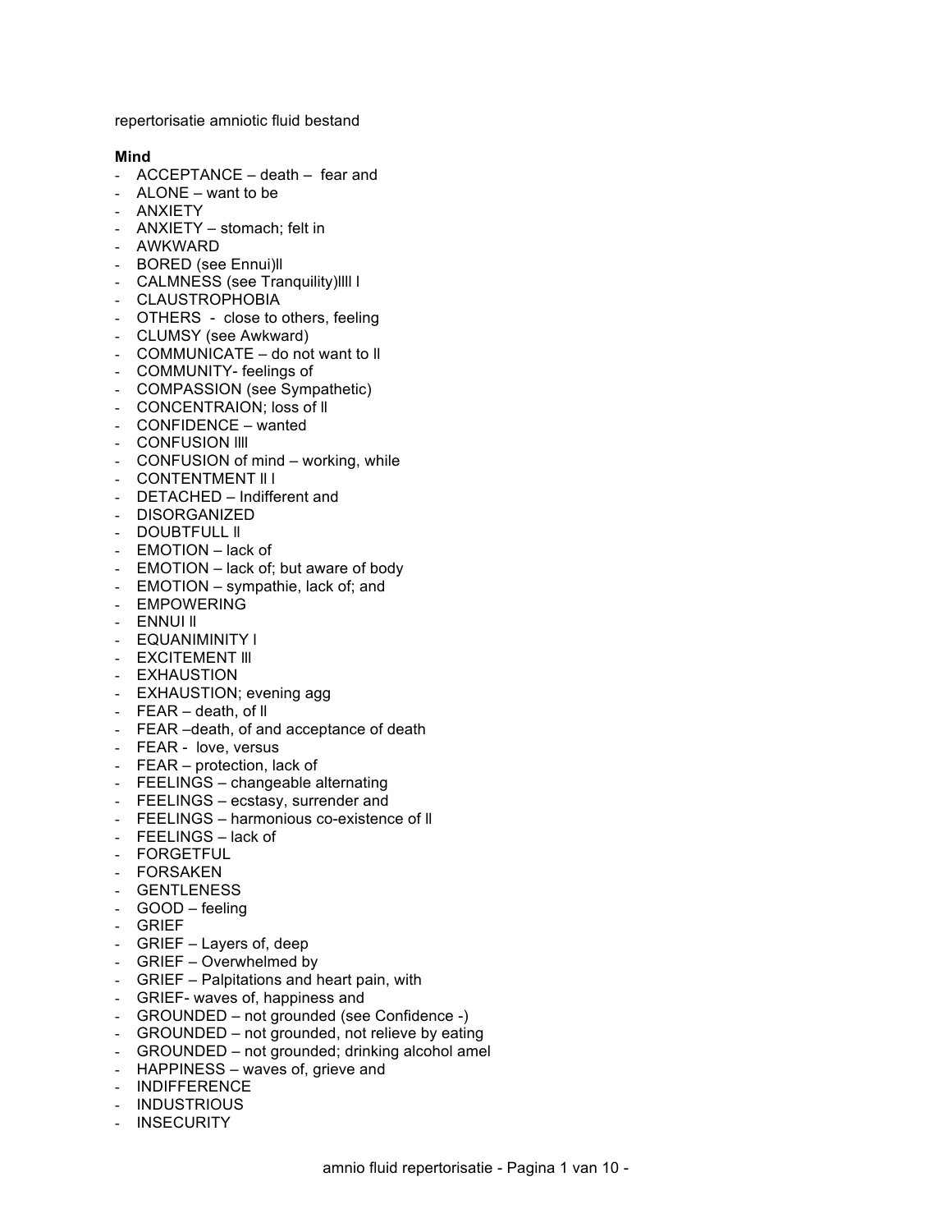repertorisatie amniotic fluid bestand

**Mind**

- ACCEPTANCE – death – fear and
- ALONE – want to be
- ANXIETY
- ANXIETY – stomach; felt in
- AWKWARD
- BORED (see Ennui)ll
- CALMNESS (see Tranquility)llll l
- CLAUSTROPHOBIA
- OTHERS - close to others, feeling
- CLUMSY (see Awkward)
- COMMUNICATE – do not want to ll
- COMMUNITY- feelings of
- COMPASSION (see Sympathetic)
- CONCENTRAION; loss of ll
- CONFIDENCE – wanted
- CONFUSION llll
- CONFUSION of mind – working, while
- CONTENTMENT ll l
- DETACHED – Indifferent and
- DISORGANIZED
- DOUBTFULL ll
- EMOTION – lack of
- EMOTION – lack of; but aware of body
- EMOTION – sympathie, lack of; and
- EMPOWERING
- ENNUI ll
- EQUANIMINITY l
- EXCITEMENT lll
- EXHAUSTION
- EXHAUSTION; evening agg
- FEAR – death, of ll
- FEAR –death, of and acceptance of death
- FEAR - love, versus
- FEAR – protection, lack of
- FEELINGS – changeable alternating
- FEELINGS – ecstasy, surrender and
- FEELINGS – harmonious co-existence of ll
- FEELINGS – lack of
- FORGETFUL
- FORSAKEN
- GENTLENESS
- GOOD – feeling
- GRIEF
- GRIEF – Layers of, deep
- GRIEF – Overwhelmed by
- GRIEF – Palpitations and heart pain, with
- GRIEF- waves of, happiness and
- GROUNDED – not grounded (see Confidence -)
- GROUNDED – not grounded, not relieve by eating
- GROUNDED – not grounded; drinking alcohol amel
- HAPPINESS – waves of, grieve and
- INDIFFERENCE
- INDUSTRIOUS
- INSECURITY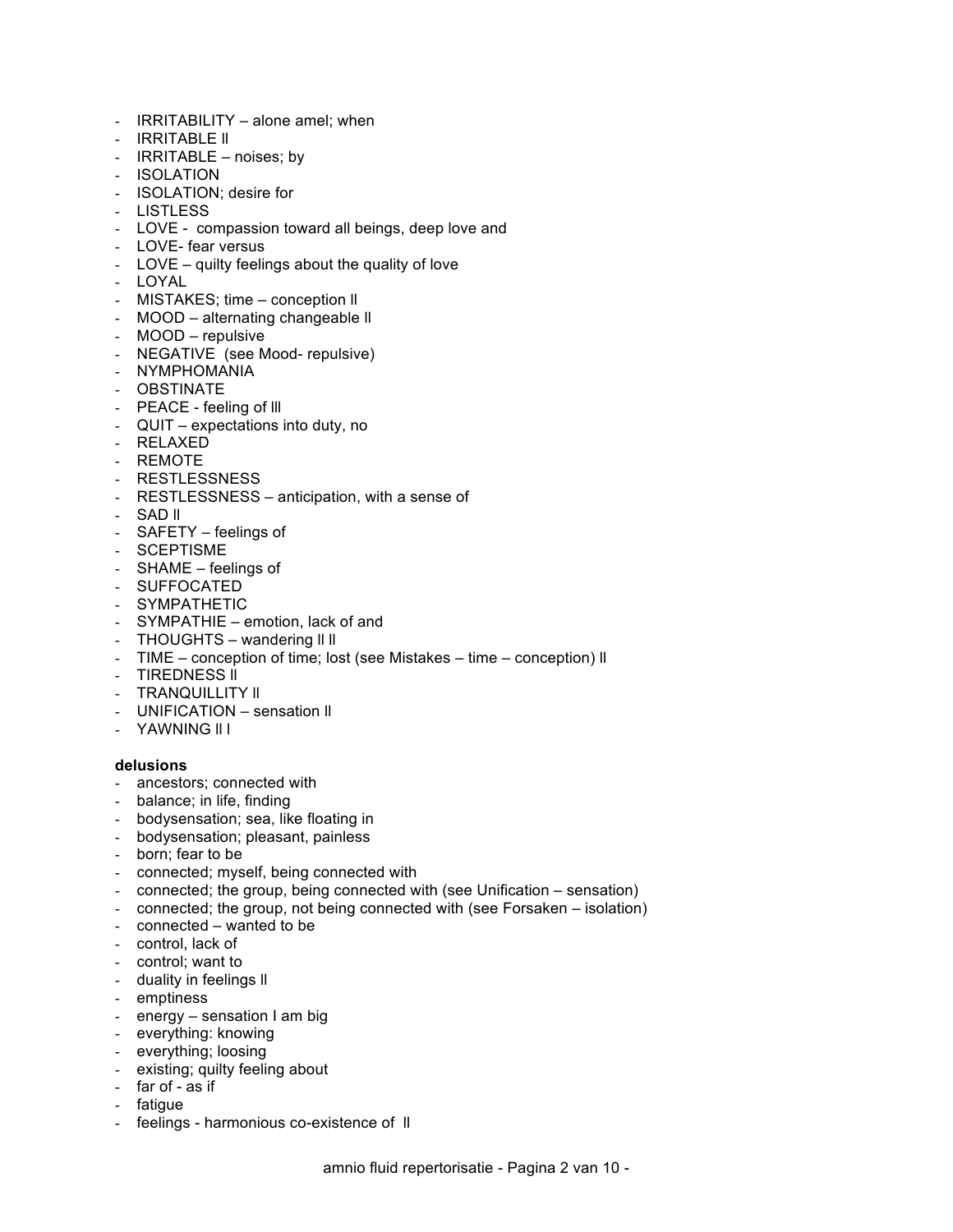- IRRITABILITY – alone amel; when
- IRRITABLE ll
- IRRITABLE – noises; by
- ISOLATION
- ISOLATION; desire for
- LISTLESS
- LOVE - compassion toward all beings, deep love and
- LOVE- fear versus
- LOVE – quilty feelings about the quality of love
- LOYAL
- MISTAKES; time – conception ll
- MOOD – alternating changeable ll
- MOOD – repulsive
- NEGATIVE (see Mood- repulsive)
- NYMPHOMANIA
- OBSTINATE
- PEACE - feeling of lll
- QUIT – expectations into duty, no
- RELAXED
- REMOTE
- RESTLESSNESS
- RESTLESSNESS – anticipation, with a sense of
- SAD ll
- SAFETY – feelings of
- SCEPTISME
- SHAME – feelings of
- SUFFOCATED
- SYMPATHETIC
- SYMPATHIE – emotion, lack of and
- THOUGHTS – wandering ll ll
- TIME – conception of time; lost (see Mistakes – time – conception) ll
- TIREDNESS ll
- TRANQUILLITY ll
- UNIFICATION – sensation ll
- YAWNING ll l

**delusions**

- ancestors; connected with
- balance; in life, finding
- bodysensation; sea, like floating in
- bodysensation; pleasant, painless
- born; fear to be
- connected; myself, being connected with
- connected; the group, being connected with (see Unification – sensation)
- connected; the group, not being connected with (see Forsaken – isolation)
- connected – wanted to be
- control, lack of
- control; want to
- duality in feelings ll
- emptiness
- energy – sensation I am big
- everything: knowing
- everything; loosing
- existing; quilty feeling about
- far of - as if
- fatigue
- feelings - harmonious co-existence of ll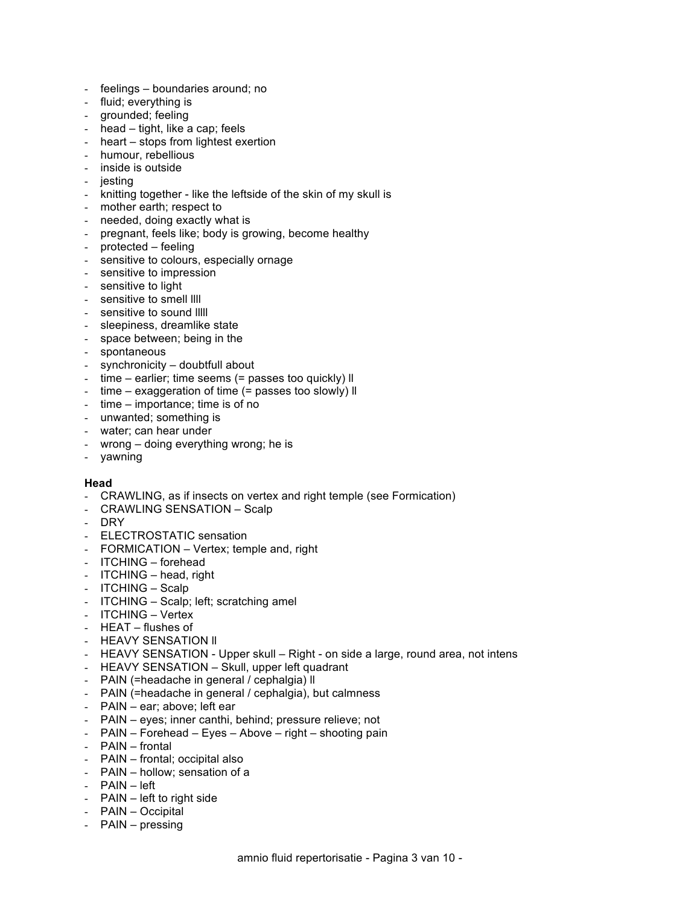- feelings – boundaries around; no
- fluid; everything is
- grounded; feeling
- head – tight, like a cap; feels
- heart – stops from lightest exertion
- humour, rebellious
- inside is outside
- jesting
- knitting together - like the leftside of the skin of my skull is
- mother earth; respect to
- needed, doing exactly what is
- pregnant, feels like; body is growing, become healthy
- protected – feeling
- sensitive to colours, especially ornage
- sensitive to impression
- sensitive to light
- sensitive to smell llll
- sensitive to sound lllll
- sleepiness, dreamlike state
- space between; being in the
- spontaneous
- synchronicity – doubtfull about
- time – earlier; time seems (= passes too quickly) ll
- time – exaggeration of time (= passes too slowly) ll
- time – importance; time is of no
- unwanted; something is
- water; can hear under
- wrong – doing everything wrong; he is
- yawning

**Head**

- CRAWLING, as if insects on vertex and right temple (see Formication)
- CRAWLING SENSATION – Scalp
- DRY
- ELECTROSTATIC sensation
- FORMICATION – Vertex; temple and, right
- ITCHING – forehead
- ITCHING – head, right
- ITCHING – Scalp
- ITCHING – Scalp; left; scratching amel
- ITCHING – Vertex
- HEAT – flushes of
- HEAVY SENSATION ll
- HEAVY SENSATION - Upper skull – Right - on side a large, round area, not intens
- HEAVY SENSATION – Skull, upper left quadrant
- PAIN (=headache in general / cephalgia) ll
- PAIN (=headache in general / cephalgia), but calmness
- PAIN – ear; above; left ear
- PAIN – eyes; inner canthi, behind; pressure relieve; not
- PAIN – Forehead – Eyes – Above – right – shooting pain
- PAIN – frontal
- PAIN – frontal; occipital also
- PAIN – hollow; sensation of a
- PAIN – left
- PAIN – left to right side
- PAIN – Occipital
- PAIN – pressing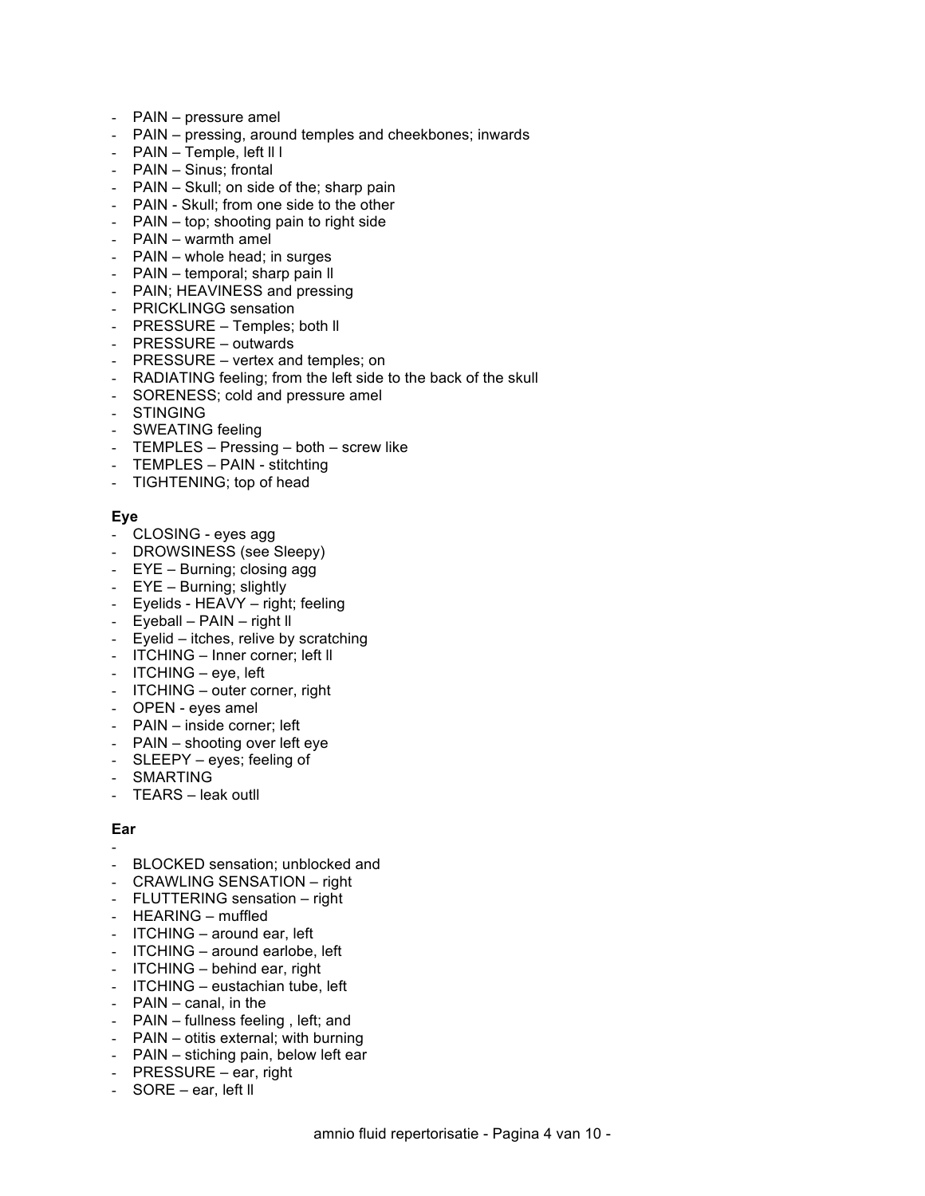- PAIN – pressure amel
- PAIN – pressing, around temples and cheekbones; inwards
- PAIN – Temple, left ll l
- PAIN – Sinus; frontal
- PAIN – Skull; on side of the; sharp pain
- PAIN - Skull; from one side to the other
- PAIN – top; shooting pain to right side
- PAIN – warmth amel
- PAIN – whole head; in surges
- PAIN – temporal; sharp pain ll
- PAIN; HEAVINESS and pressing
- PRICKLINGG sensation
- PRESSURE – Temples; both ll
- PRESSURE – outwards
- PRESSURE – vertex and temples; on
- RADIATING feeling; from the left side to the back of the skull
- SORENESS; cold and pressure amel
- STINGING
- SWEATING feeling
- TEMPLES – Pressing – both – screw like
- TEMPLES – PAIN - stitchting
- TIGHTENING; top of head

**Eye**

- CLOSING - eyes agg
- DROWSINESS (see Sleepy)
- EYE – Burning; closing agg
- EYE – Burning; slightly
- Eyelids - HEAVY – right; feeling
- Eyeball – PAIN – right ll
- Eyelid – itches, relive by scratching
- ITCHING – Inner corner; left ll
- ITCHING – eye, left
- ITCHING – outer corner, right
- OPEN - eyes amel
- PAIN – inside corner; left
- PAIN – shooting over left eye
- SLEEPY – eyes; feeling of
- SMARTING
- TEARS – leak outll

**Ear**

- 
- BLOCKED sensation; unblocked and
- CRAWLING SENSATION – right
- FLUTTERING sensation – right
- HEARING – muffled
- ITCHING – around ear, left
- ITCHING – around earlobe, left
- ITCHING – behind ear, right
- ITCHING – eustachian tube, left
- PAIN – canal, in the
- PAIN – fullness feeling , left; and
- PAIN – otitis external; with burning
- PAIN – stiching pain, below left ear
- PRESSURE – ear, right
- SORE – ear, left ll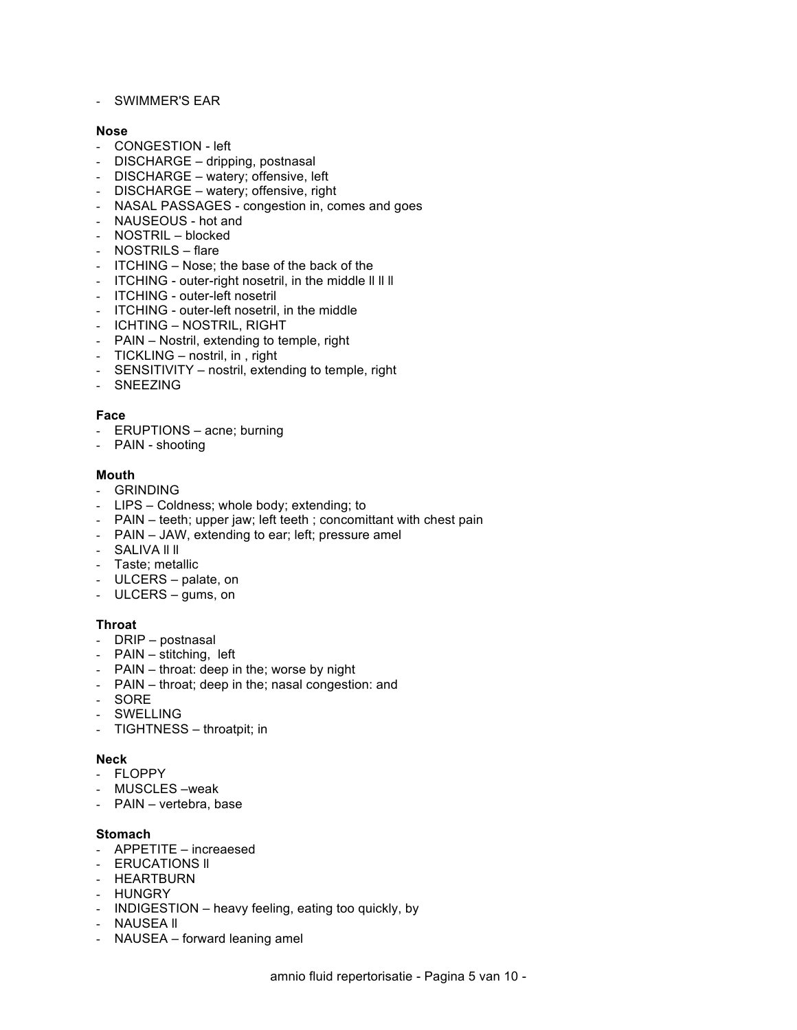- SWIMMER'S EAR

**Nose**

- CONGESTION - left
- DISCHARGE – dripping, postnasal
- DISCHARGE – watery; offensive, left
- DISCHARGE – watery; offensive, right
- NASAL PASSAGES - congestion in, comes and goes
- NAUSEOUS - hot and
- NOSTRIL – blocked
- NOSTRILS – flare
- ITCHING – Nose; the base of the back of the
- ITCHING - outer-right nosetril, in the middle ll ll ll
- ITCHING - outer-left nosetril
- ITCHING - outer-left nosetril, in the middle
- ICHTING – NOSTRIL, RIGHT
- PAIN – Nostril, extending to temple, right
- TICKLING – nostril, in , right
- SENSITIVITY – nostril, extending to temple, right
- SNEEZING

**Face**

- ERUPTIONS – acne; burning
- PAIN - shooting

**Mouth**

- GRINDING
- LIPS – Coldness; whole body; extending; to
- PAIN – teeth; upper jaw; left teeth ; concomittant with chest pain
- PAIN – JAW, extending to ear; left; pressure amel
- SALIVA ll ll
- Taste; metallic
- ULCERS – palate, on
- ULCERS – gums, on

**Throat**

- DRIP – postnasal
- PAIN – stitching, left
- PAIN – throat: deep in the; worse by night
- PAIN – throat; deep in the; nasal congestion: and
- SORE
- SWELLING
- TIGHTNESS – throatpit; in

**Neck**

- FLOPPY
- MUSCLES –weak
- PAIN – vertebra, base

**Stomach**

- APPETITE – increaesed
- ERUCATIONS ll
- HEARTBURN
- HUNGRY
- INDIGESTION – heavy feeling, eating too quickly, by
- NAUSEA ll
- NAUSEA – forward leaning amel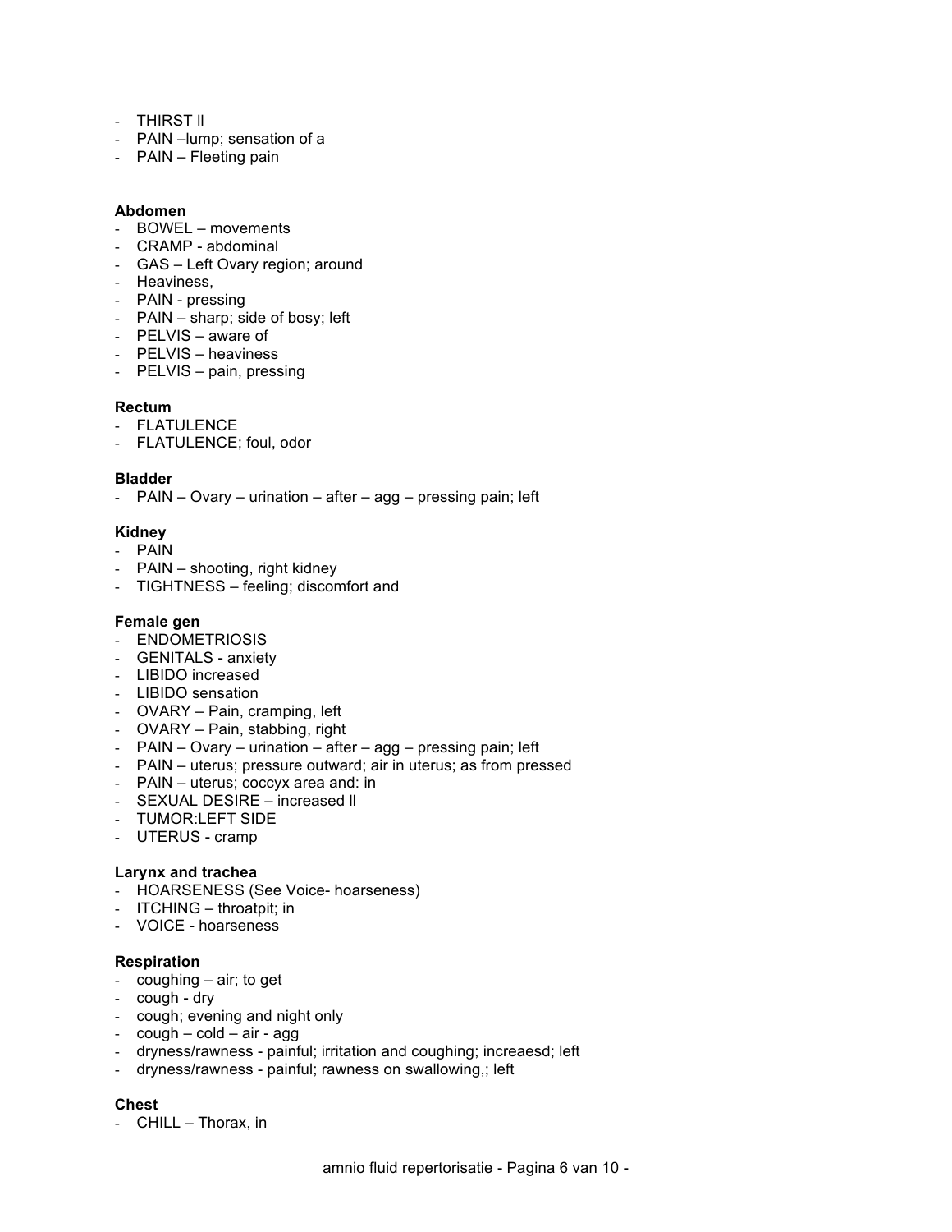- THIRST ll
- PAIN –lump; sensation of a
- PAIN – Fleeting pain

**Abdomen**

- BOWEL – movements
- CRAMP - abdominal
- GAS – Left Ovary region; around
- Heaviness,
- PAIN - pressing
- PAIN – sharp; side of bosy; left
- PELVIS – aware of
- PELVIS – heaviness
- PELVIS – pain, pressing

**Rectum**

- FLATULENCE
- FLATULENCE; foul, odor

**Bladder**

- PAIN – Ovary – urination – after – agg – pressing pain; left

**Kidney**

- PAIN
- PAIN – shooting, right kidney
- TIGHTNESS – feeling; discomfort and

**Female gen**

- ENDOMETRIOSIS
- GENITALS - anxiety
- LIBIDO increased
- LIBIDO sensation
- OVARY – Pain, cramping, left
- OVARY – Pain, stabbing, right
- PAIN – Ovary – urination – after – agg – pressing pain; left
- PAIN – uterus; pressure outward; air in uterus; as from pressed
- PAIN – uterus; coccyx area and: in
- SEXUAL DESIRE – increased ll
- TUMOR:LEFT SIDE
- UTERUS - cramp

**Larynx and trachea**

- HOARSENESS (See Voice- hoarseness)
- ITCHING – throatpit; in
- VOICE - hoarseness

**Respiration**

- coughing – air; to get
- cough - dry
- cough; evening and night only
- cough – cold – air - agg
- dryness/rawness - painful; irritation and coughing; increaesd; left
- dryness/rawness - painful; rawness on swallowing,; left

**Chest**

- CHILL – Thorax, in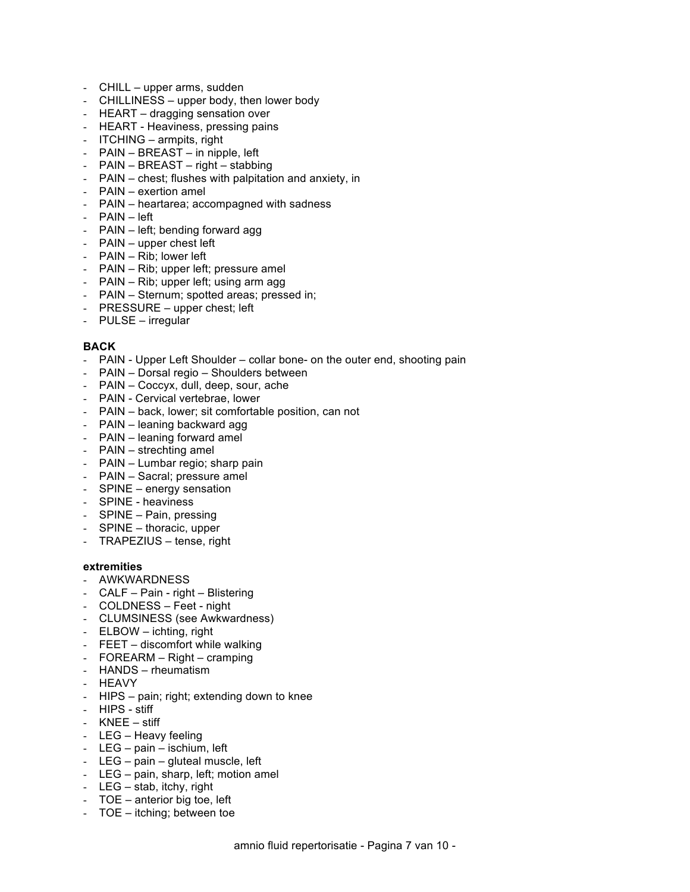- CHILL – upper arms, sudden
- CHILLINESS – upper body, then lower body
- HEART – dragging sensation over
- HEART - Heaviness, pressing pains
- ITCHING – armpits, right
- PAIN – BREAST – in nipple, left
- PAIN – BREAST – right – stabbing
- PAIN – chest; flushes with palpitation and anxiety, in
- PAIN – exertion amel
- PAIN – heartarea; accompagned with sadness
- PAIN – left
- PAIN – left; bending forward agg
- PAIN – upper chest left
- PAIN – Rib; lower left
- PAIN – Rib; upper left; pressure amel
- PAIN – Rib; upper left; using arm agg
- PAIN – Sternum; spotted areas; pressed in;
- PRESSURE – upper chest; left
- PULSE – irregular

**BACK**

- PAIN - Upper Left Shoulder – collar bone- on the outer end, shooting pain
- PAIN – Dorsal regio – Shoulders between
- PAIN – Coccyx, dull, deep, sour, ache
- PAIN - Cervical vertebrae, lower
- PAIN – back, lower; sit comfortable position, can not
- PAIN – leaning backward agg
- PAIN – leaning forward amel
- PAIN – strechting amel
- PAIN – Lumbar regio; sharp pain
- PAIN – Sacral; pressure amel
- SPINE – energy sensation
- SPINE - heaviness
- SPINE – Pain, pressing
- SPINE – thoracic, upper
- TRAPEZIUS – tense, right

**extremities**

- AWKWARDNESS
- CALF – Pain - right – Blistering
- COLDNESS – Feet - night
- CLUMSINESS (see Awkwardness)
- ELBOW – ichting, right
- FEET – discomfort while walking
- FOREARM – Right – cramping
- HANDS – rheumatism
- HEAVY
- HIPS – pain; right; extending down to knee
- HIPS - stiff
- KNEE – stiff
- LEG – Heavy feeling
- LEG – pain – ischium, left
- LEG – pain – gluteal muscle, left
- LEG – pain, sharp, left; motion amel
- LEG – stab, itchy, right
- TOE – anterior big toe, left
- TOE – itching; between toe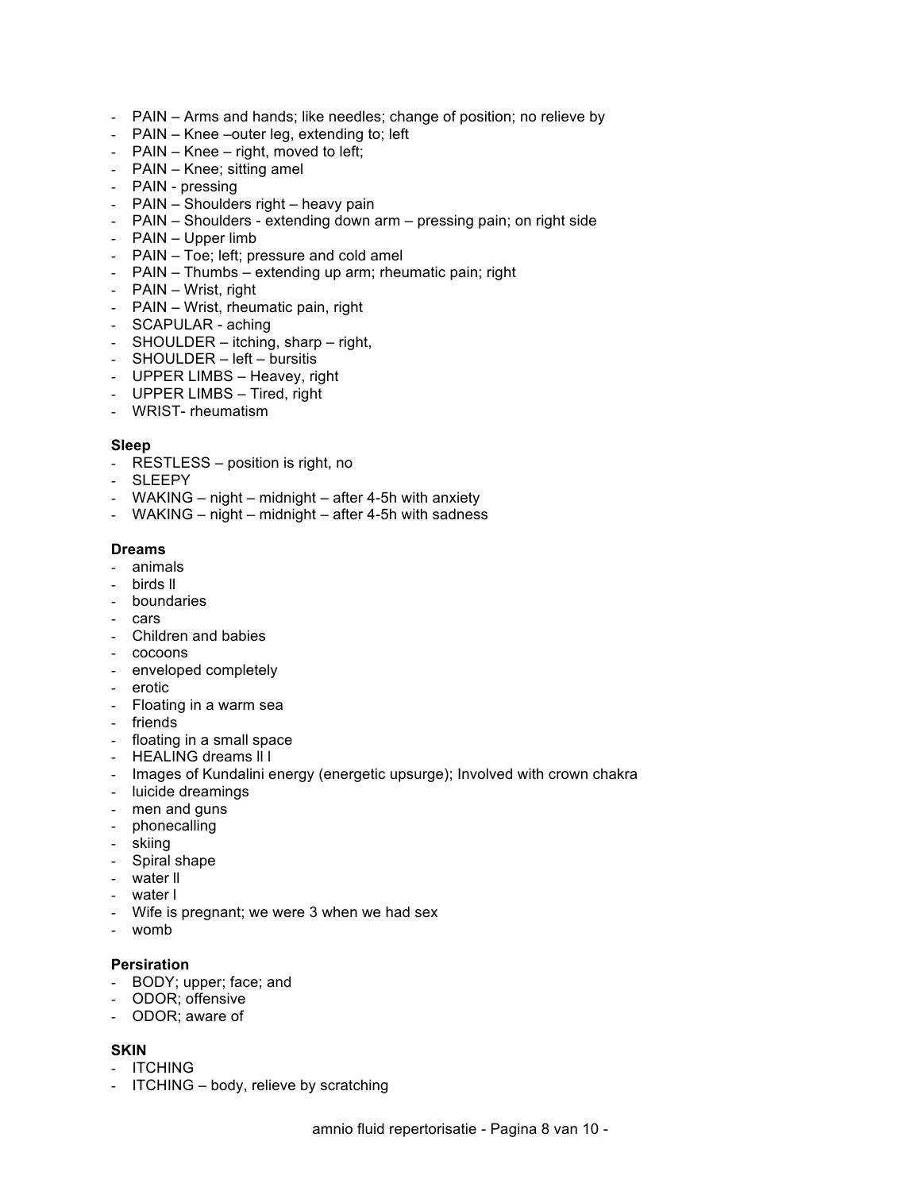- PAIN – Arms and hands; like needles; change of position; no relieve by
- PAIN – Knee –outer leg, extending to; left
- PAIN – Knee – right, moved to left;
- PAIN – Knee; sitting amel
- PAIN - pressing
- PAIN – Shoulders right – heavy pain
- PAIN – Shoulders - extending down arm – pressing pain; on right side
- PAIN – Upper limb
- PAIN – Toe; left; pressure and cold amel
- PAIN – Thumbs – extending up arm; rheumatic pain; right
- PAIN – Wrist, right
- PAIN – Wrist, rheumatic pain, right
- SCAPULAR - aching
- SHOULDER – itching, sharp – right,
- SHOULDER – left – bursitis
- UPPER LIMBS – Heavey, right
- UPPER LIMBS – Tired, right
- WRIST- rheumatism

**Sleep**
- RESTLESS – position is right, no
- SLEEPY
- WAKING – night – midnight – after 4-5h with anxiety
- WAKING – night – midnight – after 4-5h with sadness

**Dreams**
- animals
- birds ll
- boundaries
- cars
- Children and babies
- cocoons
- enveloped completely
- erotic
- Floating in a warm sea
- friends
- floating in a small space
- HEALING dreams ll l
- Images of Kundalini energy (energetic upsurge); Involved with crown chakra
- luicide dreamings
- men and guns
- phonecalling
- skiing
- Spiral shape
- water ll
- water l
- Wife is pregnant; we were 3 when we had sex
- womb

**Persiration**
- BODY; upper; face; and
- ODOR; offensive
- ODOR; aware of

**SKIN**
- ITCHING
- ITCHING – body, relieve by scratching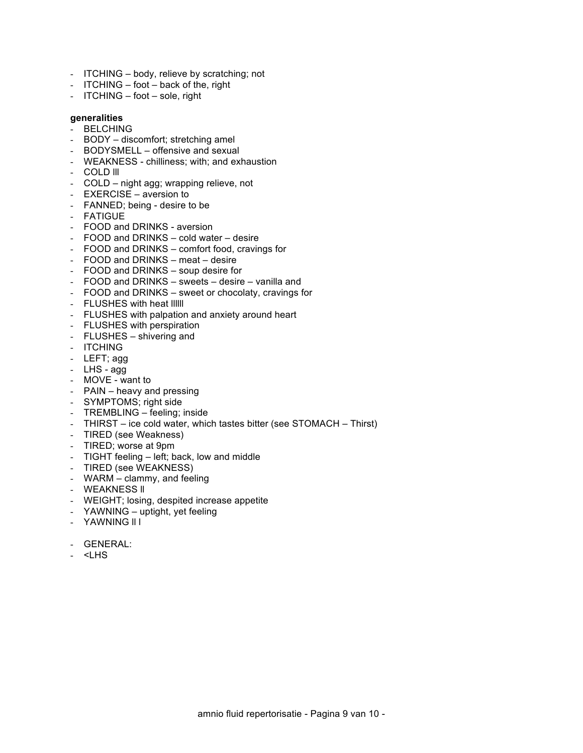- ITCHING – body, relieve by scratching; not
- ITCHING – foot – back of the, right
- ITCHING – foot – sole, right

**generalities**

- BELCHING
- BODY – discomfort; stretching amel
- BODYSMELL – offensive and sexual
- WEAKNESS - chilliness; with; and exhaustion
- COLD lll
- COLD – night agg; wrapping relieve, not
- EXERCISE – aversion to
- FANNED; being - desire to be
- FATIGUE
- FOOD and DRINKS - aversion
- FOOD and DRINKS – cold water – desire
- FOOD and DRINKS – comfort food, cravings for
- FOOD and DRINKS – meat – desire
- FOOD and DRINKS – soup desire for
- FOOD and DRINKS – sweets – desire – vanilla and
- FOOD and DRINKS – sweet or chocolaty, cravings for
- FLUSHES with heat llllll
- FLUSHES with palpation and anxiety around heart
- FLUSHES with perspiration
- FLUSHES – shivering and
- ITCHING
- LEFT; agg
- LHS - agg
- MOVE - want to
- PAIN – heavy and pressing
- SYMPTOMS; right side
- TREMBLING – feeling; inside
- THIRST – ice cold water, which tastes bitter (see STOMACH – Thirst)
- TIRED (see Weakness)
- TIRED; worse at 9pm
- TIGHT feeling – left; back, low and middle
- TIRED (see WEAKNESS)
- WARM – clammy, and feeling
- WEAKNESS ll
- WEIGHT; losing, despited increase appetite
- YAWNING – uptight, yet feeling
- YAWNING ll l

- GENERAL:
- <LHS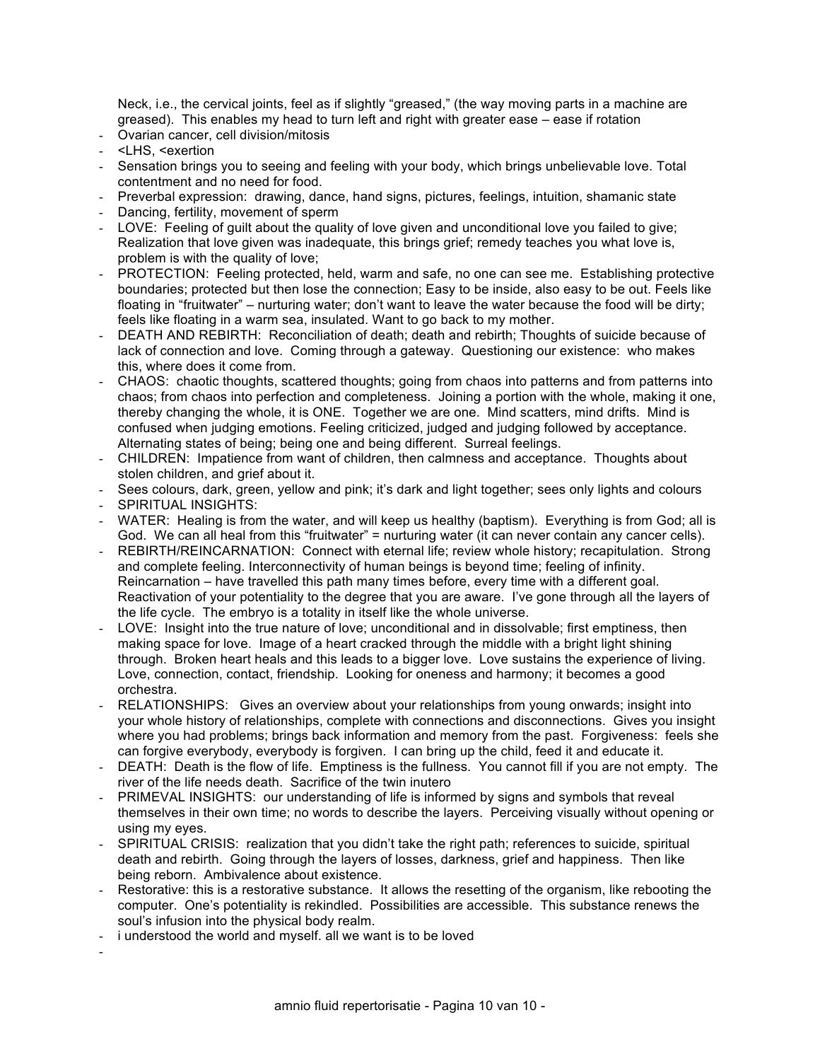Neck, i.e., the cervical joints, feel as if slightly "greased," (the way moving parts in a machine are greased). This enables my head to turn left and right with greater ease – ease if rotation

- Ovarian cancer, cell division/mitosis
- <LHS, <exertion
- Sensation brings you to seeing and feeling with your body, which brings unbelievable love. Total contentment and no need for food.
- Preverbal expression: drawing, dance, hand signs, pictures, feelings, intuition, shamanic state
- Dancing, fertility, movement of sperm
- LOVE: Feeling of guilt about the quality of love given and unconditional love you failed to give; Realization that love given was inadequate, this brings grief; remedy teaches you what love is, problem is with the quality of love;
- PROTECTION: Feeling protected, held, warm and safe, no one can see me. Establishing protective boundaries; protected but then lose the connection; Easy to be inside, also easy to be out. Feels like floating in "fruitwater" – nurturing water; don't want to leave the water because the food will be dirty; feels like floating in a warm sea, insulated. Want to go back to my mother.
- DEATH AND REBIRTH: Reconciliation of death; death and rebirth; Thoughts of suicide because of lack of connection and love. Coming through a gateway. Questioning our existence: who makes this, where does it come from.
- CHAOS: chaotic thoughts, scattered thoughts; going from chaos into patterns and from patterns into chaos; from chaos into perfection and completeness. Joining a portion with the whole, making it one, thereby changing the whole, it is ONE. Together we are one. Mind scatters, mind drifts. Mind is confused when judging emotions. Feeling criticized, judged and judging followed by acceptance. Alternating states of being; being one and being different. Surreal feelings.
- CHILDREN: Impatience from want of children, then calmness and acceptance. Thoughts about stolen children, and grief about it.
- Sees colours, dark, green, yellow and pink; it's dark and light together; sees only lights and colours
- SPIRITUAL INSIGHTS:
- WATER: Healing is from the water, and will keep us healthy (baptism). Everything is from God; all is God. We can all heal from this "fruitwater" = nurturing water (it can never contain any cancer cells).
- REBIRTH/REINCARNATION: Connect with eternal life; review whole history; recapitulation. Strong and complete feeling. Interconnectivity of human beings is beyond time; feeling of infinity. Reincarnation – have travelled this path many times before, every time with a different goal. Reactivation of your potentiality to the degree that you are aware. I've gone through all the layers of the life cycle. The embryo is a totality in itself like the whole universe.
- LOVE: Insight into the true nature of love; unconditional and in dissolvable; first emptiness, then making space for love. Image of a heart cracked through the middle with a bright light shining through. Broken heart heals and this leads to a bigger love. Love sustains the experience of living. Love, connection, contact, friendship. Looking for oneness and harmony; it becomes a good orchestra.
- RELATIONSHIPS: Gives an overview about your relationships from young onwards; insight into your whole history of relationships, complete with connections and disconnections. Gives you insight where you had problems; brings back information and memory from the past. Forgiveness: feels she can forgive everybody, everybody is forgiven. I can bring up the child, feed it and educate it.
- DEATH: Death is the flow of life. Emptiness is the fullness. You cannot fill if you are not empty. The river of the life needs death. Sacrifice of the twin inutero
- PRIMEVAL INSIGHTS: our understanding of life is informed by signs and symbols that reveal themselves in their own time; no words to describe the layers. Perceiving visually without opening or using my eyes.
- SPIRITUAL CRISIS: realization that you didn't take the right path; references to suicide, spiritual death and rebirth. Going through the layers of losses, darkness, grief and happiness. Then like being reborn. Ambivalence about existence.
- Restorative: this is a restorative substance. It allows the resetting of the organism, like rebooting the computer. One's potentiality is rekindled. Possibilities are accessible. This substance renews the soul's infusion into the physical body realm.
- i understood the world and myself. all we want is to be loved
-